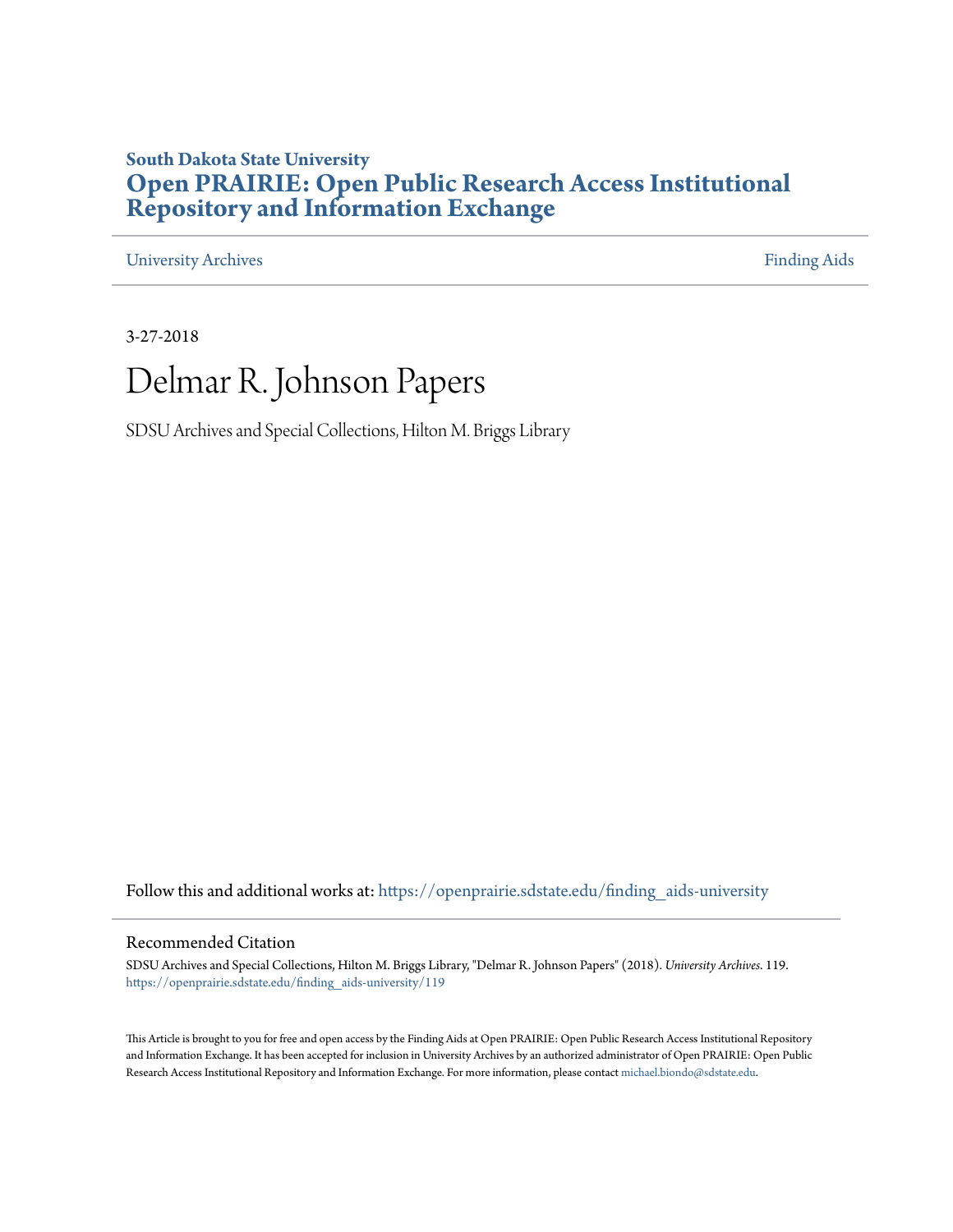**South Dakota State University**

# Open PRAIRIE: Open Public Research Access Institutional Repository and Information Exchange

University Archives | Finding Aids

3-27-2018

# Delmar R. Johnson Papers

SDSU Archives and Special Collections, Hilton M. Briggs Library

Follow this and additional works at: https://openprairie.sdstate.edu/finding_aids-university

## Recommended Citation

SDSU Archives and Special Collections, Hilton M. Briggs Library, "Delmar R. Johnson Papers" (2018). *University Archives*. 119.
https://openprairie.sdstate.edu/finding_aids-university/119

This Article is brought to you for free and open access by the Finding Aids at Open PRAIRIE: Open Public Research Access Institutional Repository and Information Exchange. It has been accepted for inclusion in University Archives by an authorized administrator of Open PRAIRIE: Open Public Research Access Institutional Repository and Information Exchange. For more information, please contact michael.biondo@sdstate.edu.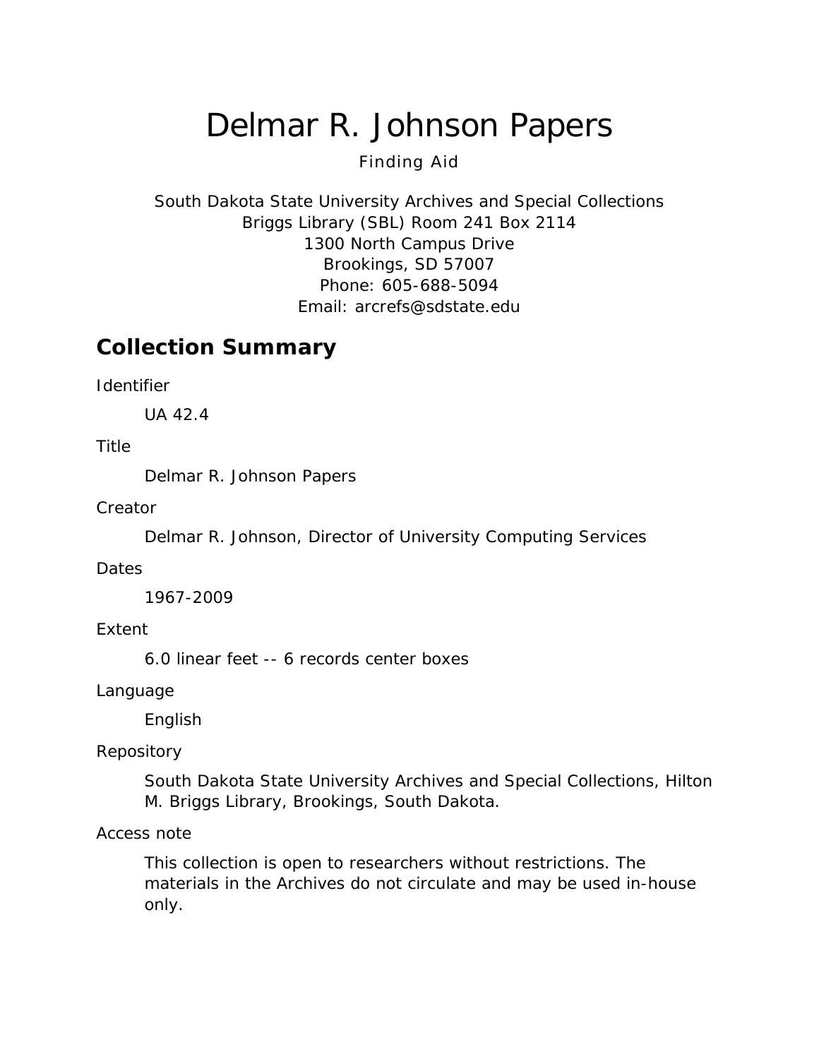# Delmar R. Johnson Papers

Finding Aid

South Dakota State University Archives and Special Collections
Briggs Library (SBL) Room 241 Box 2114
1300 North Campus Drive
Brookings, SD 57007
Phone: 605-688-5094
Email: arcrefs@sdstate.edu

## Collection Summary

Identifier

UA 42.4

Title

Delmar R. Johnson Papers

Creator

Delmar R. Johnson, Director of University Computing Services

Dates

1967-2009

Extent

6.0 linear feet -- 6 records center boxes

Language

English

Repository

South Dakota State University Archives and Special Collections, Hilton M. Briggs Library, Brookings, South Dakota.

Access note

This collection is open to researchers without restrictions. The materials in the Archives do not circulate and may be used in-house only.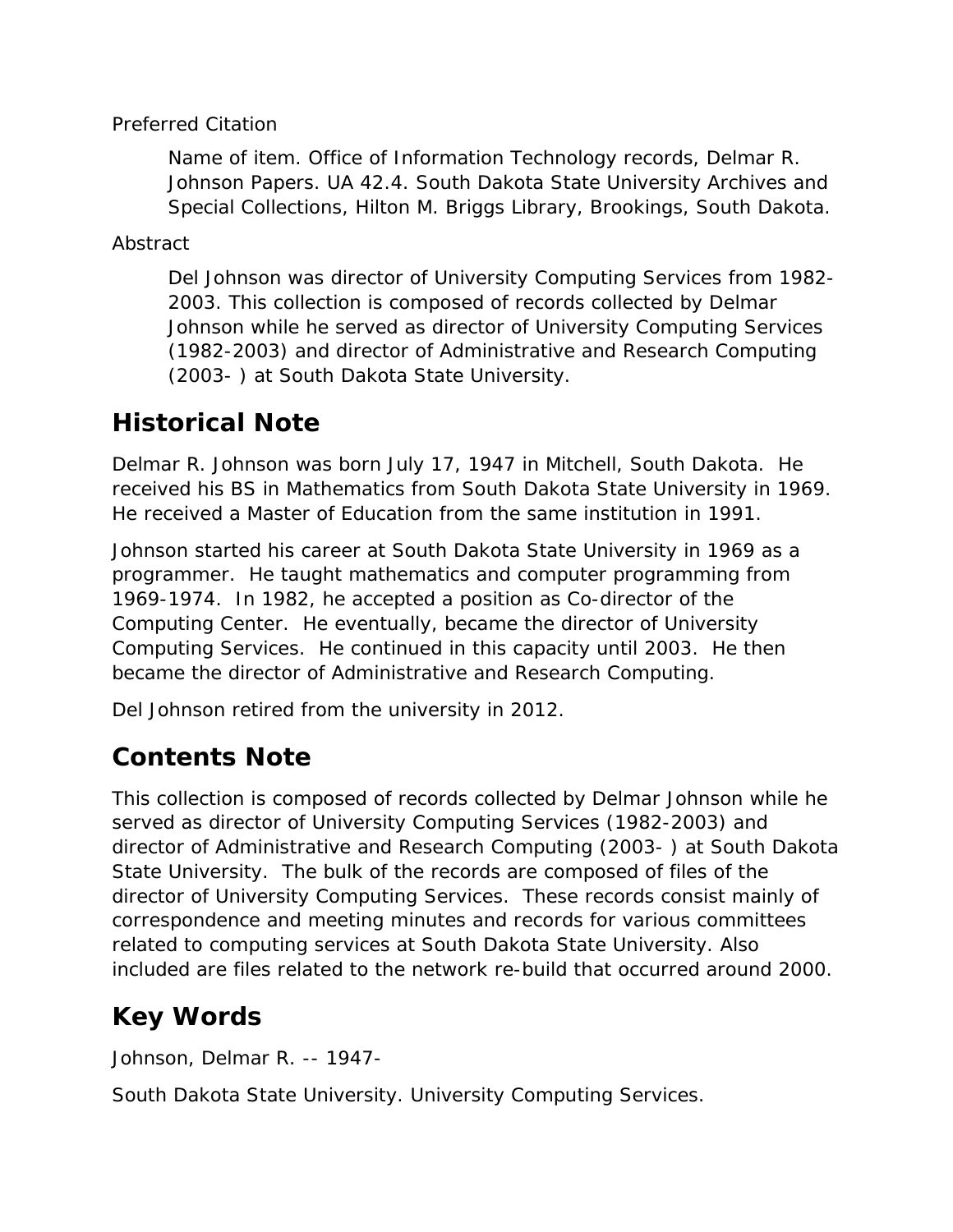Preferred Citation

> Name of item. Office of Information Technology records, Delmar R. Johnson Papers. UA 42.4. South Dakota State University Archives and Special Collections, Hilton M. Briggs Library, Brookings, South Dakota.

Abstract

> Del Johnson was director of University Computing Services from 1982-2003. This collection is composed of records collected by Delmar Johnson while he served as director of University Computing Services (1982-2003) and director of Administrative and Research Computing (2003- ) at South Dakota State University.

## Historical Note

Delmar R. Johnson was born July 17, 1947 in Mitchell, South Dakota. He received his BS in Mathematics from South Dakota State University in 1969. He received a Master of Education from the same institution in 1991.

Johnson started his career at South Dakota State University in 1969 as a programmer. He taught mathematics and computer programming from 1969-1974. In 1982, he accepted a position as Co-director of the Computing Center. He eventually, became the director of University Computing Services. He continued in this capacity until 2003. He then became the director of Administrative and Research Computing.

Del Johnson retired from the university in 2012.

## Contents Note

This collection is composed of records collected by Delmar Johnson while he served as director of University Computing Services (1982-2003) and director of Administrative and Research Computing (2003- ) at South Dakota State University. The bulk of the records are composed of files of the director of University Computing Services. These records consist mainly of correspondence and meeting minutes and records for various committees related to computing services at South Dakota State University. Also included are files related to the network re-build that occurred around 2000.

## Key Words

Johnson, Delmar R. -- 1947-

South Dakota State University. University Computing Services.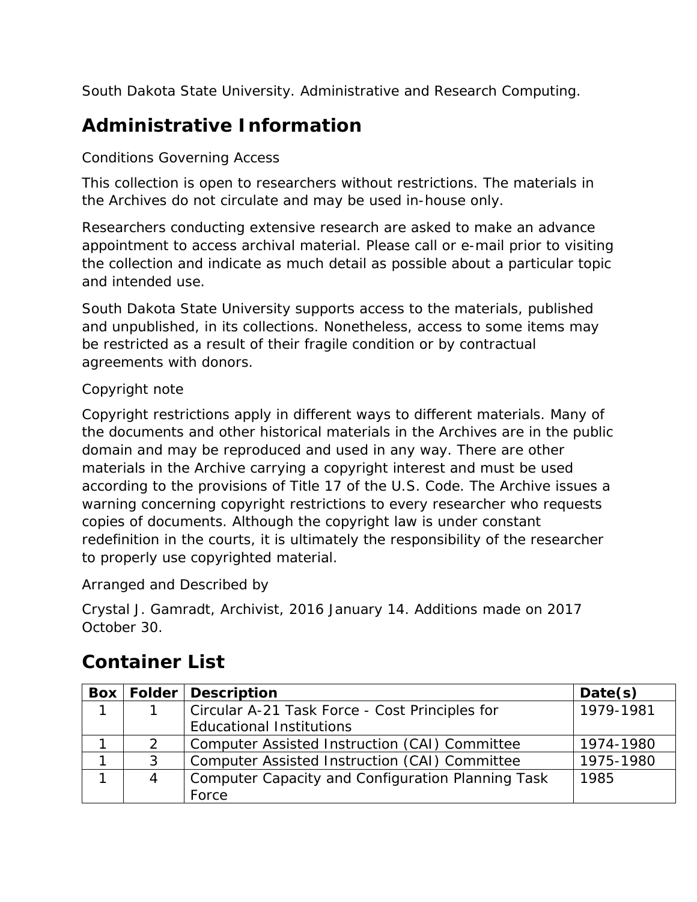South Dakota State University. Administrative and Research Computing.

## Administrative Information

Conditions Governing Access

This collection is open to researchers without restrictions. The materials in the Archives do not circulate and may be used in-house only.

Researchers conducting extensive research are asked to make an advance appointment to access archival material. Please call or e-mail prior to visiting the collection and indicate as much detail as possible about a particular topic and intended use.

South Dakota State University supports access to the materials, published and unpublished, in its collections. Nonetheless, access to some items may be restricted as a result of their fragile condition or by contractual agreements with donors.

Copyright note

Copyright restrictions apply in different ways to different materials. Many of the documents and other historical materials in the Archives are in the public domain and may be reproduced and used in any way. There are other materials in the Archive carrying a copyright interest and must be used according to the provisions of Title 17 of the U.S. Code. The Archive issues a warning concerning copyright restrictions to every researcher who requests copies of documents. Although the copyright law is under constant redefinition in the courts, it is ultimately the responsibility of the researcher to properly use copyrighted material.

Arranged and Described by

Crystal J. Gamradt, Archivist, 2016 January 14. Additions made on 2017 October 30.

## Container List

| Box | Folder | Description | Date(s) |
|---|---|---|---|
| 1 | 1 | Circular A-21 Task Force - Cost Principles for Educational Institutions | 1979-1981 |
| 1 | 2 | Computer Assisted Instruction (CAI) Committee | 1974-1980 |
| 1 | 3 | Computer Assisted Instruction (CAI) Committee | 1975-1980 |
| 1 | 4 | Computer Capacity and Configuration Planning Task Force | 1985 |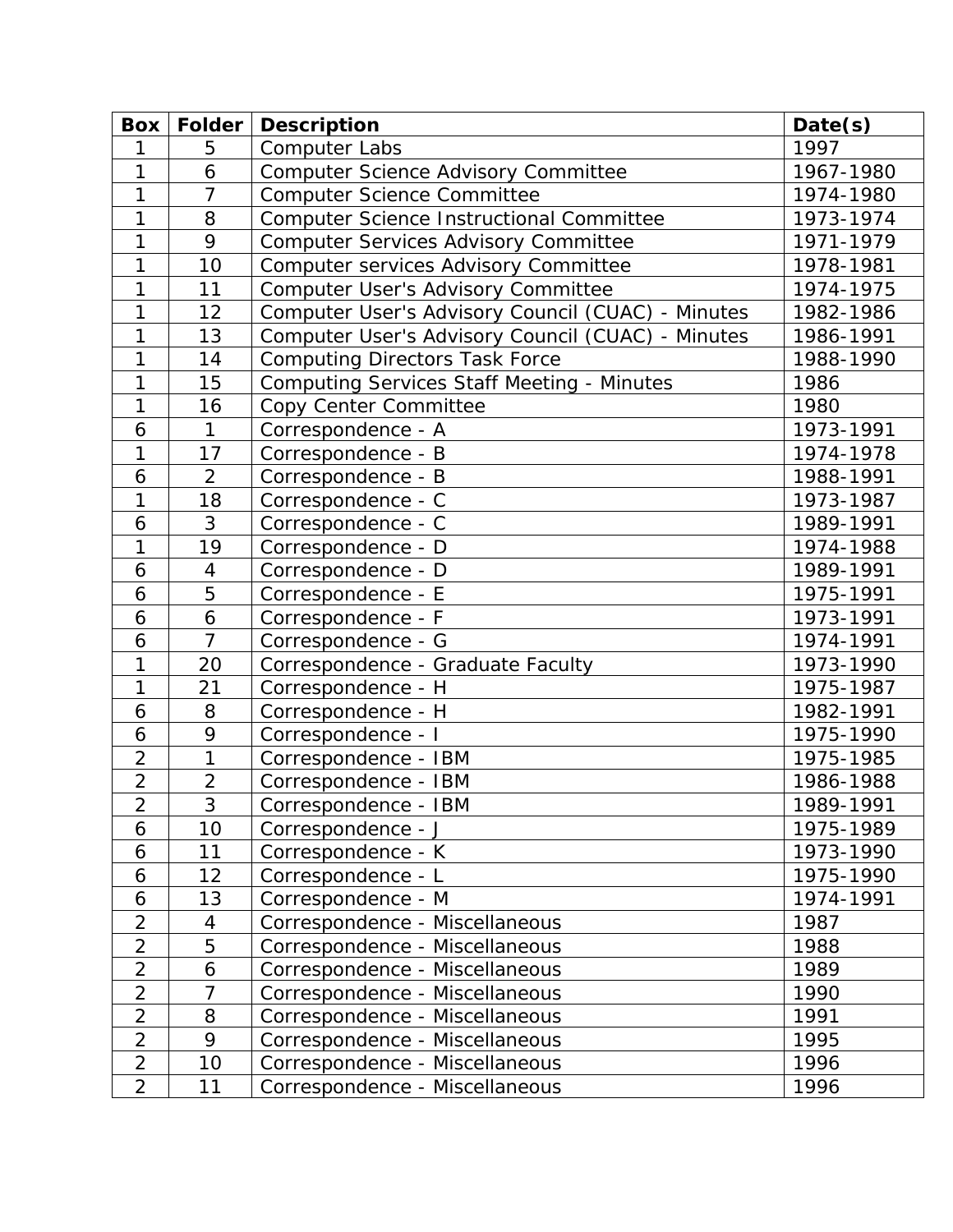| Box | Folder | Description | Date(s) |
|---|---|---|---|
| 1 | 5 | Computer Labs | 1997 |
| 1 | 6 | Computer Science Advisory Committee | 1967-1980 |
| 1 | 7 | Computer Science Committee | 1974-1980 |
| 1 | 8 | Computer Science Instructional Committee | 1973-1974 |
| 1 | 9 | Computer Services Advisory Committee | 1971-1979 |
| 1 | 10 | Computer services Advisory Committee | 1978-1981 |
| 1 | 11 | Computer User's Advisory Committee | 1974-1975 |
| 1 | 12 | Computer User's Advisory Council (CUAC) - Minutes | 1982-1986 |
| 1 | 13 | Computer User's Advisory Council (CUAC) - Minutes | 1986-1991 |
| 1 | 14 | Computing Directors Task Force | 1988-1990 |
| 1 | 15 | Computing Services Staff Meeting - Minutes | 1986 |
| 1 | 16 | Copy Center Committee | 1980 |
| 6 | 1 | Correspondence - A | 1973-1991 |
| 1 | 17 | Correspondence - B | 1974-1978 |
| 6 | 2 | Correspondence - B | 1988-1991 |
| 1 | 18 | Correspondence - C | 1973-1987 |
| 6 | 3 | Correspondence - C | 1989-1991 |
| 1 | 19 | Correspondence - D | 1974-1988 |
| 6 | 4 | Correspondence - D | 1989-1991 |
| 6 | 5 | Correspondence - E | 1975-1991 |
| 6 | 6 | Correspondence - F | 1973-1991 |
| 6 | 7 | Correspondence - G | 1974-1991 |
| 1 | 20 | Correspondence - Graduate Faculty | 1973-1990 |
| 1 | 21 | Correspondence - H | 1975-1987 |
| 6 | 8 | Correspondence - H | 1982-1991 |
| 6 | 9 | Correspondence - I | 1975-1990 |
| 2 | 1 | Correspondence - IBM | 1975-1985 |
| 2 | 2 | Correspondence - IBM | 1986-1988 |
| 2 | 3 | Correspondence - IBM | 1989-1991 |
| 6 | 10 | Correspondence - J | 1975-1989 |
| 6 | 11 | Correspondence - K | 1973-1990 |
| 6 | 12 | Correspondence - L | 1975-1990 |
| 6 | 13 | Correspondence - M | 1974-1991 |
| 2 | 4 | Correspondence - Miscellaneous | 1987 |
| 2 | 5 | Correspondence - Miscellaneous | 1988 |
| 2 | 6 | Correspondence - Miscellaneous | 1989 |
| 2 | 7 | Correspondence - Miscellaneous | 1990 |
| 2 | 8 | Correspondence - Miscellaneous | 1991 |
| 2 | 9 | Correspondence - Miscellaneous | 1995 |
| 2 | 10 | Correspondence - Miscellaneous | 1996 |
| 2 | 11 | Correspondence - Miscellaneous | 1996 |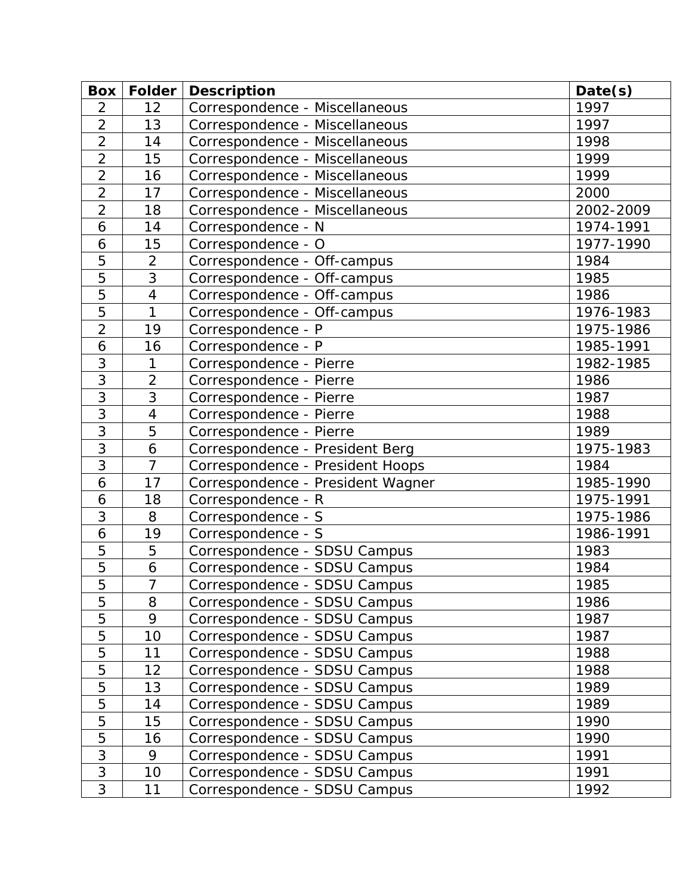| Box | Folder | Description | Date(s) |
| --- | --- | --- | --- |
| 2 | 12 | Correspondence - Miscellaneous | 1997 |
| 2 | 13 | Correspondence - Miscellaneous | 1997 |
| 2 | 14 | Correspondence - Miscellaneous | 1998 |
| 2 | 15 | Correspondence - Miscellaneous | 1999 |
| 2 | 16 | Correspondence - Miscellaneous | 1999 |
| 2 | 17 | Correspondence - Miscellaneous | 2000 |
| 2 | 18 | Correspondence - Miscellaneous | 2002-2009 |
| 6 | 14 | Correspondence - N | 1974-1991 |
| 6 | 15 | Correspondence - O | 1977-1990 |
| 5 | 2 | Correspondence - Off-campus | 1984 |
| 5 | 3 | Correspondence - Off-campus | 1985 |
| 5 | 4 | Correspondence - Off-campus | 1986 |
| 5 | 1 | Correspondence - Off-campus | 1976-1983 |
| 2 | 19 | Correspondence - P | 1975-1986 |
| 6 | 16 | Correspondence - P | 1985-1991 |
| 3 | 1 | Correspondence - Pierre | 1982-1985 |
| 3 | 2 | Correspondence - Pierre | 1986 |
| 3 | 3 | Correspondence - Pierre | 1987 |
| 3 | 4 | Correspondence - Pierre | 1988 |
| 3 | 5 | Correspondence - Pierre | 1989 |
| 3 | 6 | Correspondence - President Berg | 1975-1983 |
| 3 | 7 | Correspondence - President Hoops | 1984 |
| 6 | 17 | Correspondence - President Wagner | 1985-1990 |
| 6 | 18 | Correspondence - R | 1975-1991 |
| 3 | 8 | Correspondence - S | 1975-1986 |
| 6 | 19 | Correspondence - S | 1986-1991 |
| 5 | 5 | Correspondence - SDSU Campus | 1983 |
| 5 | 6 | Correspondence - SDSU Campus | 1984 |
| 5 | 7 | Correspondence - SDSU Campus | 1985 |
| 5 | 8 | Correspondence - SDSU Campus | 1986 |
| 5 | 9 | Correspondence - SDSU Campus | 1987 |
| 5 | 10 | Correspondence - SDSU Campus | 1987 |
| 5 | 11 | Correspondence - SDSU Campus | 1988 |
| 5 | 12 | Correspondence - SDSU Campus | 1988 |
| 5 | 13 | Correspondence - SDSU Campus | 1989 |
| 5 | 14 | Correspondence - SDSU Campus | 1989 |
| 5 | 15 | Correspondence - SDSU Campus | 1990 |
| 5 | 16 | Correspondence - SDSU Campus | 1990 |
| 3 | 9 | Correspondence - SDSU Campus | 1991 |
| 3 | 10 | Correspondence - SDSU Campus | 1991 |
| 3 | 11 | Correspondence - SDSU Campus | 1992 |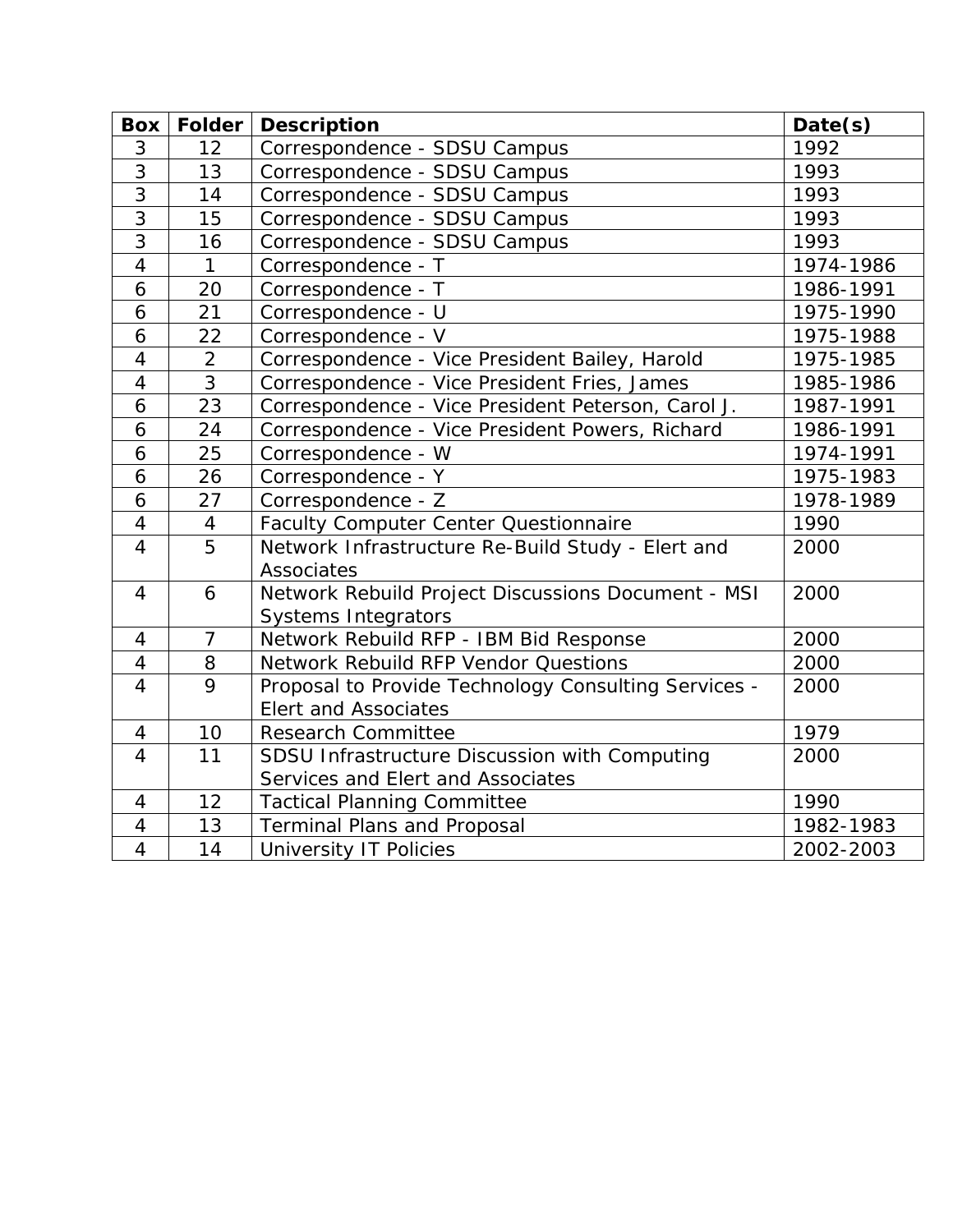| Box | Folder | Description | Date(s) |
|---|---|---|---|
| 3 | 12 | Correspondence - SDSU Campus | 1992 |
| 3 | 13 | Correspondence - SDSU Campus | 1993 |
| 3 | 14 | Correspondence - SDSU Campus | 1993 |
| 3 | 15 | Correspondence - SDSU Campus | 1993 |
| 3 | 16 | Correspondence - SDSU Campus | 1993 |
| 4 | 1 | Correspondence - T | 1974-1986 |
| 6 | 20 | Correspondence - T | 1986-1991 |
| 6 | 21 | Correspondence - U | 1975-1990 |
| 6 | 22 | Correspondence - V | 1975-1988 |
| 4 | 2 | Correspondence - Vice President Bailey, Harold | 1975-1985 |
| 4 | 3 | Correspondence - Vice President Fries, James | 1985-1986 |
| 6 | 23 | Correspondence - Vice President Peterson, Carol J. | 1987-1991 |
| 6 | 24 | Correspondence - Vice President Powers, Richard | 1986-1991 |
| 6 | 25 | Correspondence - W | 1974-1991 |
| 6 | 26 | Correspondence - Y | 1975-1983 |
| 6 | 27 | Correspondence - Z | 1978-1989 |
| 4 | 4 | Faculty Computer Center Questionnaire | 1990 |
| 4 | 5 | Network Infrastructure Re-Build Study - Elert and Associates | 2000 |
| 4 | 6 | Network Rebuild Project Discussions Document - MSI Systems Integrators | 2000 |
| 4 | 7 | Network Rebuild RFP - IBM Bid Response | 2000 |
| 4 | 8 | Network Rebuild RFP Vendor Questions | 2000 |
| 4 | 9 | Proposal to Provide Technology Consulting Services - Elert and Associates | 2000 |
| 4 | 10 | Research Committee | 1979 |
| 4 | 11 | SDSU Infrastructure Discussion with Computing Services and Elert and Associates | 2000 |
| 4 | 12 | Tactical Planning Committee | 1990 |
| 4 | 13 | Terminal Plans and Proposal | 1982-1983 |
| 4 | 14 | University IT Policies | 2002-2003 |